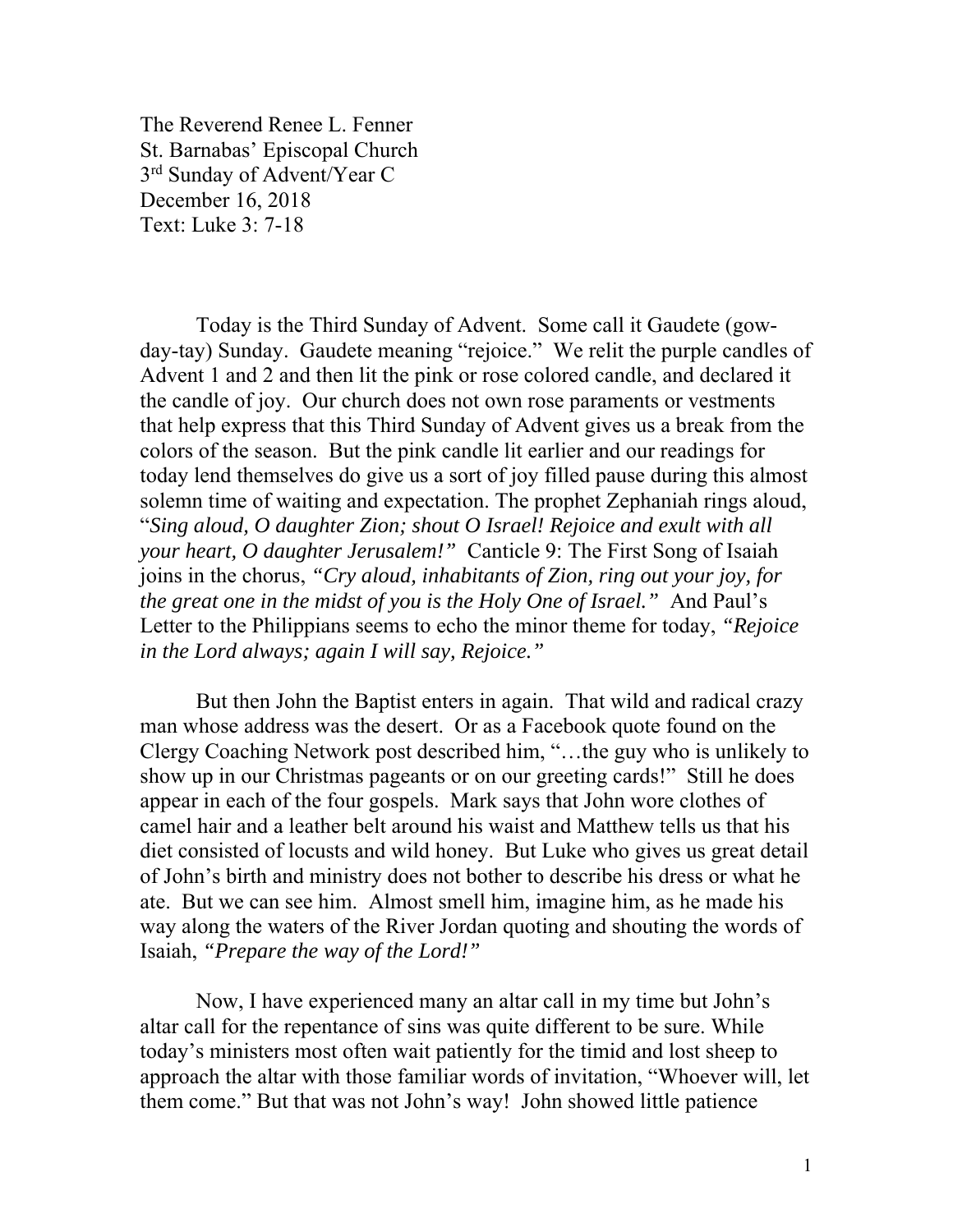The Reverend Renee L. Fenner
St. Barnabas' Episcopal Church
3rd Sunday of Advent/Year C
December 16, 2018
Text: Luke 3: 7-18

Today is the Third Sunday of Advent. Some call it Gaudete (gow-day-tay) Sunday. Gaudete meaning "rejoice." We relit the purple candles of Advent 1 and 2 and then lit the pink or rose colored candle, and declared it the candle of joy. Our church does not own rose paraments or vestments that help express that this Third Sunday of Advent gives us a break from the colors of the season. But the pink candle lit earlier and our readings for today lend themselves do give us a sort of joy filled pause during this almost solemn time of waiting and expectation. The prophet Zephaniah rings aloud, "*Sing aloud, O daughter Zion; shout O Israel! Rejoice and exult with all your heart, O daughter Jerusalem!"* Canticle 9: The First Song of Isaiah joins in the chorus, *"Cry aloud, inhabitants of Zion, ring out your joy, for the great one in the midst of you is the Holy One of Israel."* And Paul's Letter to the Philippians seems to echo the minor theme for today, *"Rejoice in the Lord always; again I will say, Rejoice."*

But then John the Baptist enters in again. That wild and radical crazy man whose address was the desert. Or as a Facebook quote found on the Clergy Coaching Network post described him, "…the guy who is unlikely to show up in our Christmas pageants or on our greeting cards!" Still he does appear in each of the four gospels. Mark says that John wore clothes of camel hair and a leather belt around his waist and Matthew tells us that his diet consisted of locusts and wild honey. But Luke who gives us great detail of John's birth and ministry does not bother to describe his dress or what he ate. But we can see him. Almost smell him, imagine him, as he made his way along the waters of the River Jordan quoting and shouting the words of Isaiah, *"Prepare the way of the Lord!"*

Now, I have experienced many an altar call in my time but John's altar call for the repentance of sins was quite different to be sure. While today's ministers most often wait patiently for the timid and lost sheep to approach the altar with those familiar words of invitation, "Whoever will, let them come." But that was not John's way! John showed little patience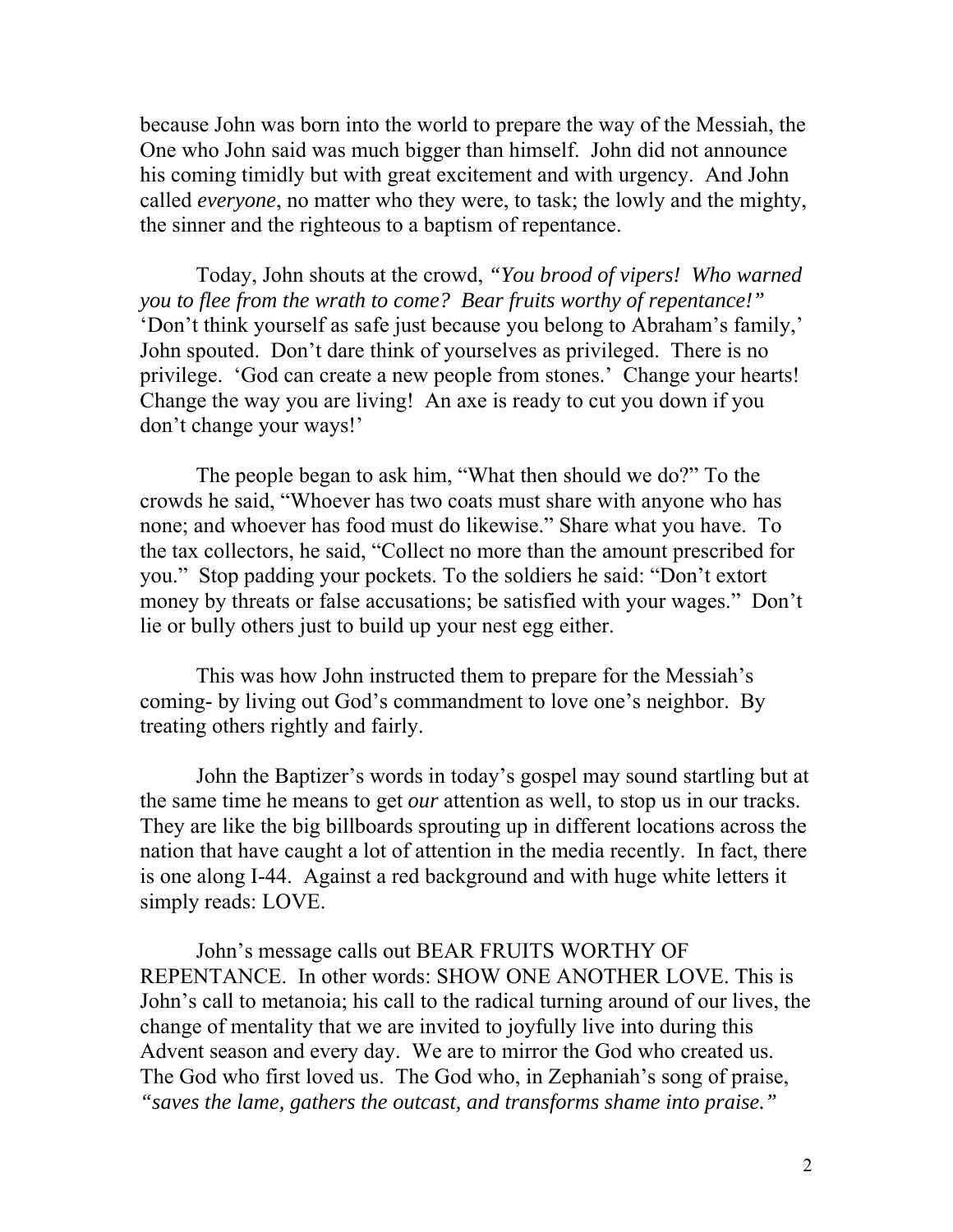because John was born into the world to prepare the way of the Messiah, the One who John said was much bigger than himself. John did not announce his coming timidly but with great excitement and with urgency. And John called *everyone*, no matter who they were, to task; the lowly and the mighty, the sinner and the righteous to a baptism of repentance.

Today, John shouts at the crowd, *"You brood of vipers! Who warned you to flee from the wrath to come? Bear fruits worthy of repentance!"* 'Don't think yourself as safe just because you belong to Abraham's family,' John spouted. Don't dare think of yourselves as privileged. There is no privilege. 'God can create a new people from stones.' Change your hearts! Change the way you are living! An axe is ready to cut you down if you don't change your ways!'

The people began to ask him, "What then should we do?" To the crowds he said, "Whoever has two coats must share with anyone who has none; and whoever has food must do likewise." Share what you have. To the tax collectors, he said, "Collect no more than the amount prescribed for you." Stop padding your pockets. To the soldiers he said: "Don't extort money by threats or false accusations; be satisfied with your wages." Don't lie or bully others just to build up your nest egg either.

This was how John instructed them to prepare for the Messiah's coming- by living out God's commandment to love one's neighbor. By treating others rightly and fairly.

John the Baptizer's words in today's gospel may sound startling but at the same time he means to get *our* attention as well, to stop us in our tracks. They are like the big billboards sprouting up in different locations across the nation that have caught a lot of attention in the media recently. In fact, there is one along I-44. Against a red background and with huge white letters it simply reads: LOVE.

John's message calls out BEAR FRUITS WORTHY OF REPENTANCE. In other words: SHOW ONE ANOTHER LOVE. This is John's call to metanoia; his call to the radical turning around of our lives, the change of mentality that we are invited to joyfully live into during this Advent season and every day. We are to mirror the God who created us. The God who first loved us. The God who, in Zephaniah's song of praise, *"saves the lame, gathers the outcast, and transforms shame into praise."*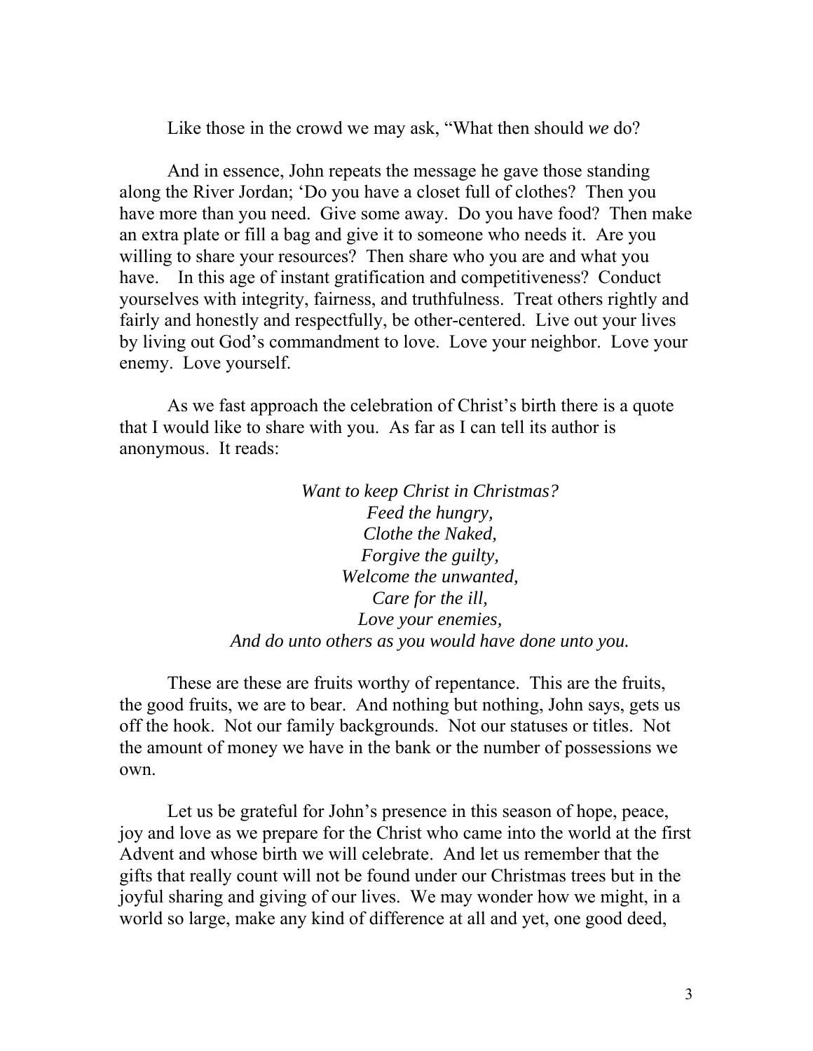Like those in the crowd we may ask, "What then should *we* do?

And in essence, John repeats the message he gave those standing along the River Jordan; 'Do you have a closet full of clothes? Then you have more than you need. Give some away. Do you have food? Then make an extra plate or fill a bag and give it to someone who needs it. Are you willing to share your resources? Then share who you are and what you have. In this age of instant gratification and competitiveness? Conduct yourselves with integrity, fairness, and truthfulness. Treat others rightly and fairly and honestly and respectfully, be other-centered. Live out your lives by living out God's commandment to love. Love your neighbor. Love your enemy. Love yourself.

As we fast approach the celebration of Christ's birth there is a quote that I would like to share with you. As far as I can tell its author is anonymous. It reads:

*Want to keep Christ in Christmas?*  
*Feed the hungry,*  
*Clothe the Naked,*  
*Forgive the guilty,*  
*Welcome the unwanted,*  
*Care for the ill,*  
*Love your enemies,*  
*And do unto others as you would have done unto you.*

These are these are fruits worthy of repentance. This are the fruits, the good fruits, we are to bear. And nothing but nothing, John says, gets us off the hook. Not our family backgrounds. Not our statuses or titles. Not the amount of money we have in the bank or the number of possessions we own.

Let us be grateful for John's presence in this season of hope, peace, joy and love as we prepare for the Christ who came into the world at the first Advent and whose birth we will celebrate. And let us remember that the gifts that really count will not be found under our Christmas trees but in the joyful sharing and giving of our lives. We may wonder how we might, in a world so large, make any kind of difference at all and yet, one good deed,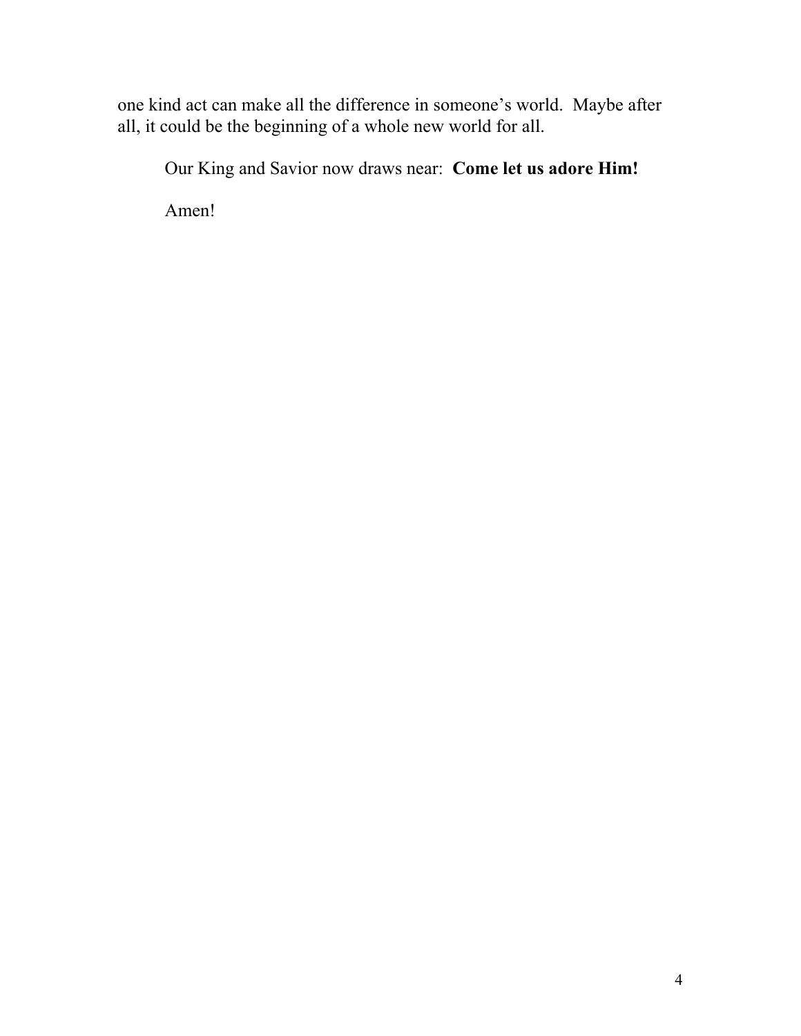one kind act can make all the difference in someone's world. Maybe after all, it could be the beginning of a whole new world for all.

Our King and Savior now draws near: **Come let us adore Him!**

Amen!